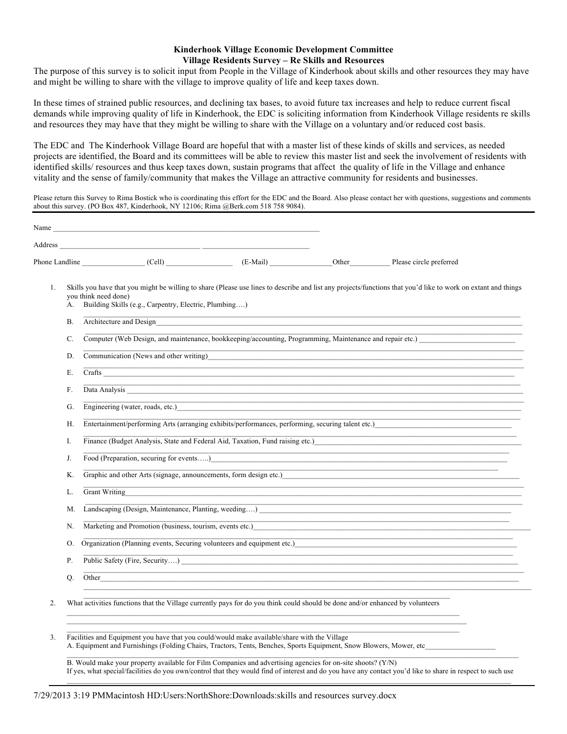**Kinderhook Village Economic Development Committee**
**Village Residents Survey – Re Skills and Resources**

The purpose of this survey is to solicit input from People in the Village of Kinderhook about skills and other resources they may have and might be willing to share with the village to improve quality of life and keep taxes down.

In these times of strained public resources, and declining tax bases, to avoid future tax increases and help to reduce current fiscal demands while improving quality of life in Kinderhook, the EDC is soliciting information from Kinderhook Village residents re skills and resources they may have that they might be willing to share with the Village on a voluntary and/or reduced cost basis.

The EDC and The Kinderhook Village Board are hopeful that with a master list of these kinds of skills and services, as needed projects are identified, the Board and its committees will be able to review this master list and seek the involvement of residents with identified skills/ resources and thus keep taxes down, sustain programs that affect the quality of life in the Village and enhance vitality and the sense of family/community that makes the Village an attractive community for residents and businesses.

Please return this Survey to Rima Bostick who is coordinating this effort for the EDC and the Board. Also please contact her with questions, suggestions and comments about this survey. (PO Box 487, Kinderhook, NY 12106; Rima @Berk.com 518 758 9084).

---

Name ____________________________________________

Address ______________________ ______________________

Phone Landline ____________ (Cell) ____________ (E-Mail) ____________ Other__________ Please circle preferred

1. Skills you have that you might be willing to share (Please use lines to describe and list any projects/functions that you'd like to work on extant and things you think need done)
   - A. Building Skills (e.g., Carpentry, Electric, Plumbing….) ____________________
   - B. Architecture and Design ____________________
   - C. Computer (Web Design, and maintenance, bookkeeping/accounting, Programming, Maintenance and repair etc.) ____________________
   - D. Communication (News and other writing) ____________________
   - E. Crafts ____________________
   - F. Data Analysis ____________________
   - G. Engineering (water, roads, etc.) ____________________
   - H. Entertainment/performing Arts (arranging exhibits/performances, performing, securing talent etc.) ____________________
   - I. Finance (Budget Analysis, State and Federal Aid, Taxation, Fund raising etc.) ____________________
   - J. Food (Preparation, securing for events…..) ____________________
   - K. Graphic and other Arts (signage, announcements, form design etc.) ____________________
   - L. Grant Writing ____________________
   - M. Landscaping (Design, Maintenance, Planting, weeding….) ____________________
   - N. Marketing and Promotion (business, tourism, events etc.) ____________________
   - O. Organization (Planning events, Securing volunteers and equipment etc.) ____________________
   - P. Public Safety (Fire, Security….) ____________________
   - Q. Other ____________________

2. What activities functions that the Village currently pays for do you think could should be done and/or enhanced by volunteers ____________________

3. Facilities and Equipment you have that you could/would make available/share with the Village
   - A. Equipment and Furnishings (Folding Chairs, Tractors, Tents, Benches, Sports Equipment, Snow Blowers, Mower, etc ____________________
   - B. Would make your property available for Film Companies and advertising agencies for on-site shoots? (Y/N)
     If yes, what special/facilities do you own/control that they would find of interest and do you have any contact you'd like to share in respect to such use ____________________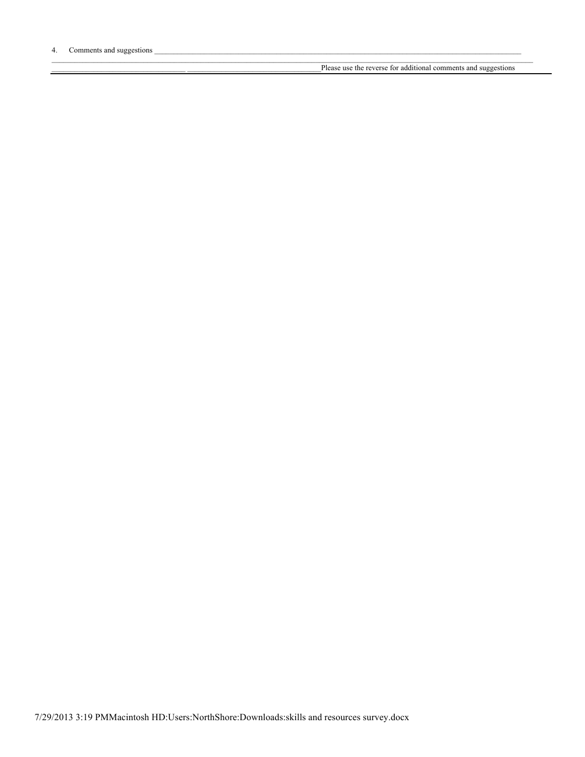4. Comments and suggestions ____________________________________________________________________________________________________

___________________________________________________________________________________________________________________________

___________________________________ ___________________________________Please use the reverse for additional comments and suggestions

7/29/2013 3:19 PMMacintosh HD:Users:NorthShore:Downloads:skills and resources survey.docx